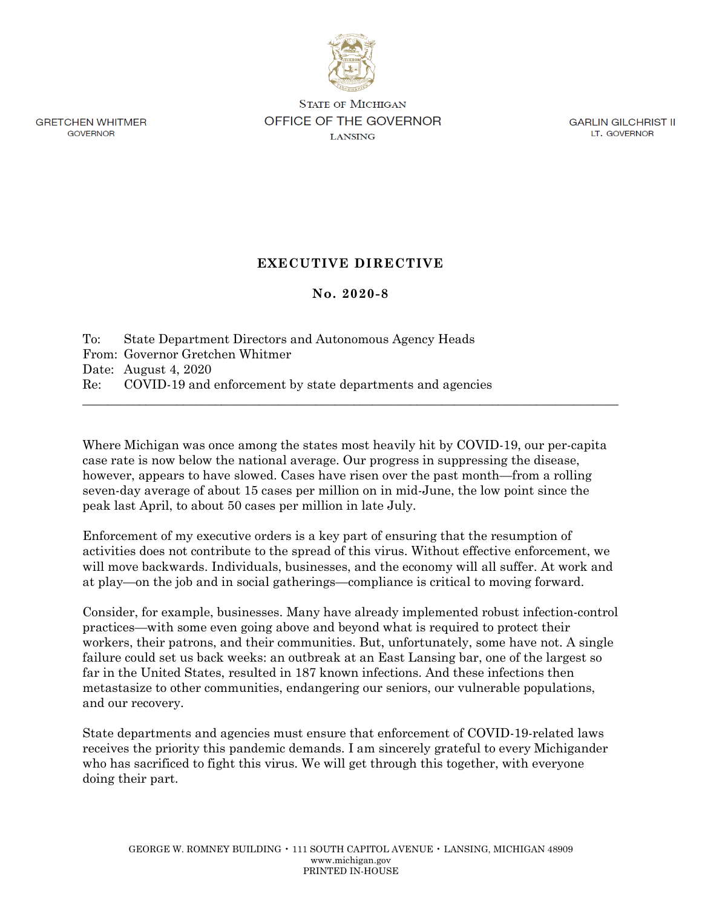STATE OF MICHIGAN
OFFICE OF THE GOVERNOR
LANSING

GRETCHEN WHITMER
GOVERNOR

GARLIN GILCHRIST II
LT. GOVERNOR

# EXECUTIVE DIRECTIVE

## No. 2020-8

To: State Department Directors and Autonomous Agency Heads
From: Governor Gretchen Whitmer
Date: August 4, 2020
Re: COVID-19 and enforcement by state departments and agencies

---

Where Michigan was once among the states most heavily hit by COVID-19, our per-capita case rate is now below the national average. Our progress in suppressing the disease, however, appears to have slowed. Cases have risen over the past month—from a rolling seven-day average of about 15 cases per million on in mid-June, the low point since the peak last April, to about 50 cases per million in late July.

Enforcement of my executive orders is a key part of ensuring that the resumption of activities does not contribute to the spread of this virus. Without effective enforcement, we will move backwards. Individuals, businesses, and the economy will all suffer. At work and at play—on the job and in social gatherings—compliance is critical to moving forward.

Consider, for example, businesses. Many have already implemented robust infection-control practices—with some even going above and beyond what is required to protect their workers, their patrons, and their communities. But, unfortunately, some have not. A single failure could set us back weeks: an outbreak at an East Lansing bar, one of the largest so far in the United States, resulted in 187 known infections. And these infections then metastasize to other communities, endangering our seniors, our vulnerable populations, and our recovery.

State departments and agencies must ensure that enforcement of COVID-19-related laws receives the priority this pandemic demands. I am sincerely grateful to every Michigander who has sacrificed to fight this virus. We will get through this together, with everyone doing their part.

GEORGE W. ROMNEY BUILDING • 111 SOUTH CAPITOL AVENUE • LANSING, MICHIGAN 48909
www.michigan.gov
PRINTED IN-HOUSE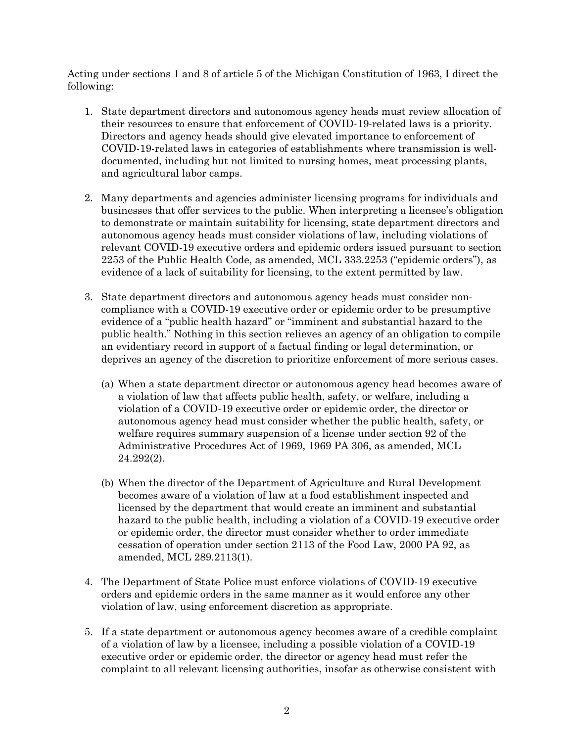Acting under sections 1 and 8 of article 5 of the Michigan Constitution of 1963, I direct the following:

1. State department directors and autonomous agency heads must review allocation of their resources to ensure that enforcement of COVID-19-related laws is a priority. Directors and agency heads should give elevated importance to enforcement of COVID-19-related laws in categories of establishments where transmission is well-documented, including but not limited to nursing homes, meat processing plants, and agricultural labor camps.

2. Many departments and agencies administer licensing programs for individuals and businesses that offer services to the public. When interpreting a licensee's obligation to demonstrate or maintain suitability for licensing, state department directors and autonomous agency heads must consider violations of law, including violations of relevant COVID-19 executive orders and epidemic orders issued pursuant to section 2253 of the Public Health Code, as amended, MCL 333.2253 ("epidemic orders"), as evidence of a lack of suitability for licensing, to the extent permitted by law.

3. State department directors and autonomous agency heads must consider non-compliance with a COVID-19 executive order or epidemic order to be presumptive evidence of a "public health hazard" or "imminent and substantial hazard to the public health." Nothing in this section relieves an agency of an obligation to compile an evidentiary record in support of a factual finding or legal determination, or deprives an agency of the discretion to prioritize enforcement of more serious cases.

   (a) When a state department director or autonomous agency head becomes aware of a violation of law that affects public health, safety, or welfare, including a violation of a COVID-19 executive order or epidemic order, the director or autonomous agency head must consider whether the public health, safety, or welfare requires summary suspension of a license under section 92 of the Administrative Procedures Act of 1969, 1969 PA 306, as amended, MCL 24.292(2).

   (b) When the director of the Department of Agriculture and Rural Development becomes aware of a violation of law at a food establishment inspected and licensed by the department that would create an imminent and substantial hazard to the public health, including a violation of a COVID-19 executive order or epidemic order, the director must consider whether to order immediate cessation of operation under section 2113 of the Food Law, 2000 PA 92, as amended, MCL 289.2113(1).

4. The Department of State Police must enforce violations of COVID-19 executive orders and epidemic orders in the same manner as it would enforce any other violation of law, using enforcement discretion as appropriate.

5. If a state department or autonomous agency becomes aware of a credible complaint of a violation of law by a licensee, including a possible violation of a COVID-19 executive order or epidemic order, the director or agency head must refer the complaint to all relevant licensing authorities, insofar as otherwise consistent with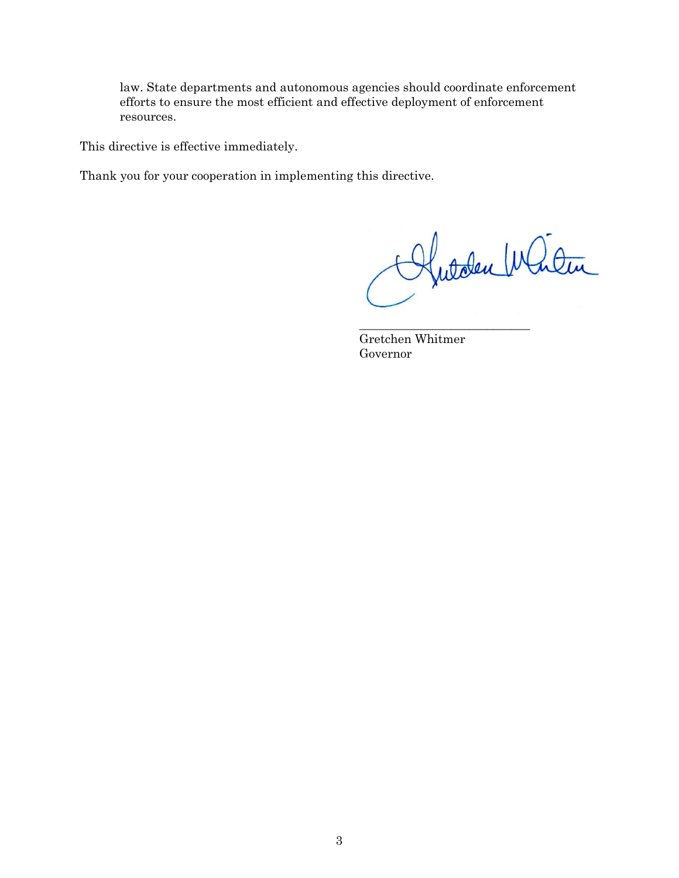law. State departments and autonomous agencies should coordinate enforcement efforts to ensure the most efficient and effective deployment of enforcement resources.

This directive is effective immediately.

Thank you for your cooperation in implementing this directive.

\_\_\_\_\_\_\_\_\_\_\_\_\_\_\_\_\_\_\_\_\_\_\_\_\_\_\_\_

Gretchen Whitmer
Governor